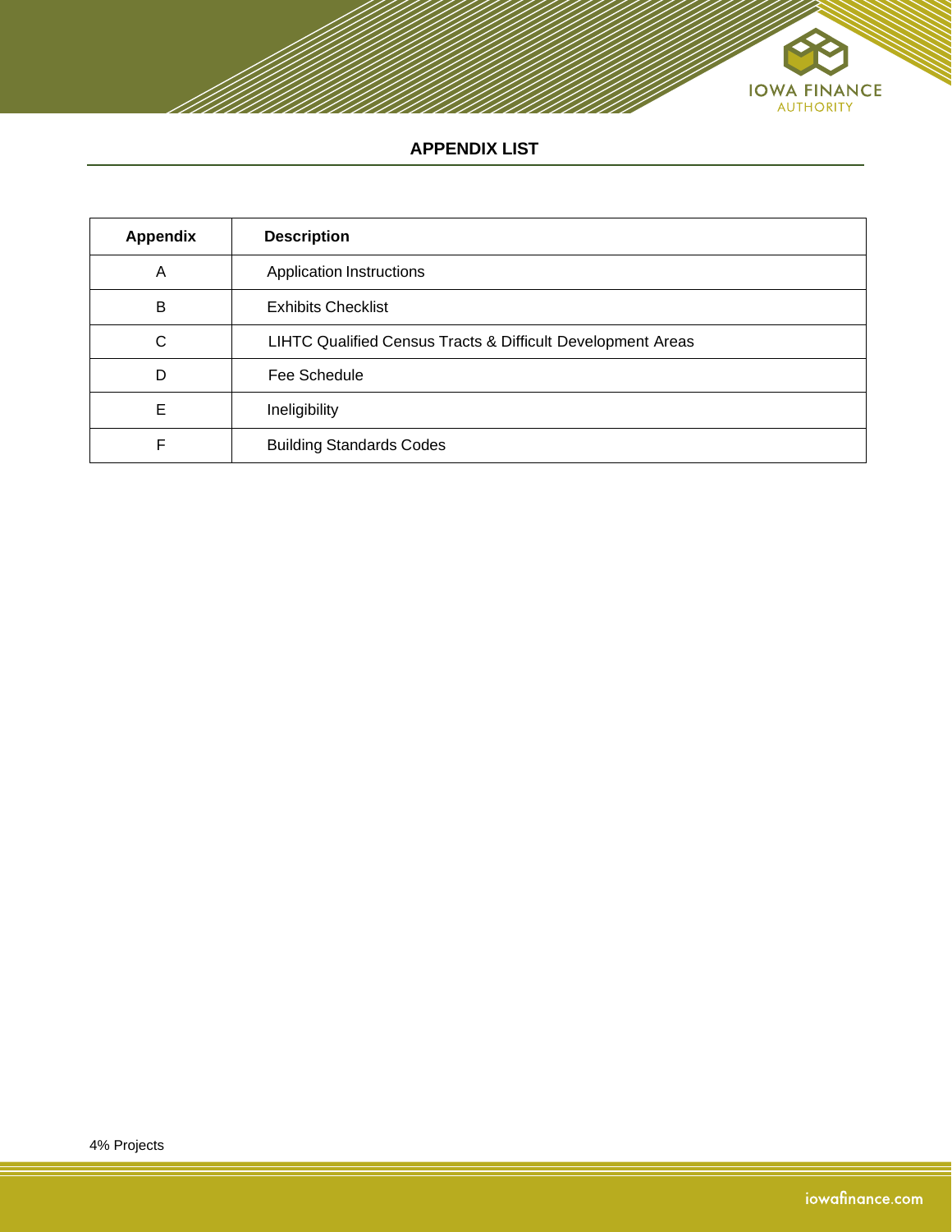# APPENDIX LIST

| Appendix | Description |
|---|---|
| A | Application Instructions |
| B | Exhibits Checklist |
| C | LIHTC Qualified Census Tracts & Difficult Development Areas |
| D | Fee Schedule |
| E | Ineligibility |
| F | Building Standards Codes |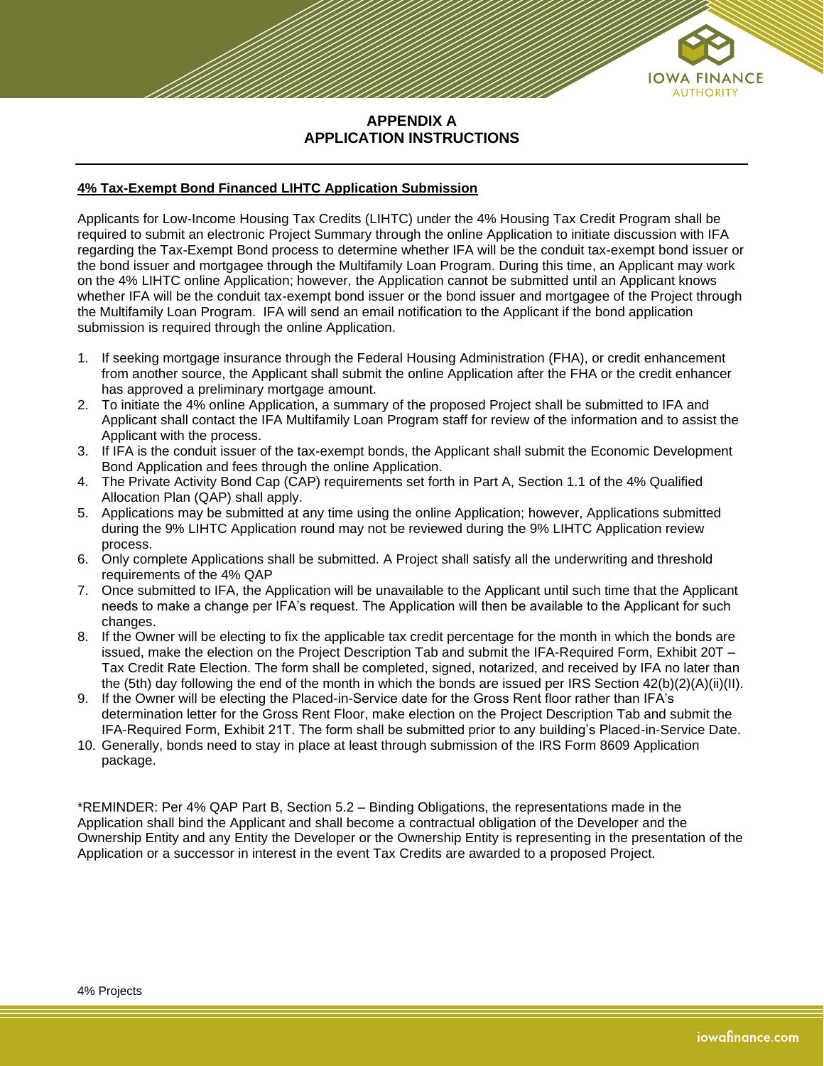# APPENDIX A
# APPLICATION INSTRUCTIONS

**4% Tax-Exempt Bond Financed LIHTC Application Submission**

Applicants for Low-Income Housing Tax Credits (LIHTC) under the 4% Housing Tax Credit Program shall be required to submit an electronic Project Summary through the online Application to initiate discussion with IFA regarding the Tax-Exempt Bond process to determine whether IFA will be the conduit tax-exempt bond issuer or the bond issuer and mortgagee through the Multifamily Loan Program. During this time, an Applicant may work on the 4% LIHTC online Application; however, the Application cannot be submitted until an Applicant knows whether IFA will be the conduit tax-exempt bond issuer or the bond issuer and mortgagee of the Project through the Multifamily Loan Program. IFA will send an email notification to the Applicant if the bond application submission is required through the online Application.

1. If seeking mortgage insurance through the Federal Housing Administration (FHA), or credit enhancement from another source, the Applicant shall submit the online Application after the FHA or the credit enhancer has approved a preliminary mortgage amount.
2. To initiate the 4% online Application, a summary of the proposed Project shall be submitted to IFA and Applicant shall contact the IFA Multifamily Loan Program staff for review of the information and to assist the Applicant with the process.
3. If IFA is the conduit issuer of the tax-exempt bonds, the Applicant shall submit the Economic Development Bond Application and fees through the online Application.
4. The Private Activity Bond Cap (CAP) requirements set forth in Part A, Section 1.1 of the 4% Qualified Allocation Plan (QAP) shall apply.
5. Applications may be submitted at any time using the online Application; however, Applications submitted during the 9% LIHTC Application round may not be reviewed during the 9% LIHTC Application review process.
6. Only complete Applications shall be submitted. A Project shall satisfy all the underwriting and threshold requirements of the 4% QAP
7. Once submitted to IFA, the Application will be unavailable to the Applicant until such time that the Applicant needs to make a change per IFA's request. The Application will then be available to the Applicant for such changes.
8. If the Owner will be electing to fix the applicable tax credit percentage for the month in which the bonds are issued, make the election on the Project Description Tab and submit the IFA-Required Form, Exhibit 20T – Tax Credit Rate Election. The form shall be completed, signed, notarized, and received by IFA no later than the (5th) day following the end of the month in which the bonds are issued per IRS Section 42(b)(2)(A)(ii)(II).
9. If the Owner will be electing the Placed-in-Service date for the Gross Rent floor rather than IFA's determination letter for the Gross Rent Floor, make election on the Project Description Tab and submit the IFA-Required Form, Exhibit 21T. The form shall be submitted prior to any building's Placed-in-Service Date.
10. Generally, bonds need to stay in place at least through submission of the IRS Form 8609 Application package.

*REMINDER: Per 4% QAP Part B, Section 5.2 – Binding Obligations, the representations made in the Application shall bind the Applicant and shall become a contractual obligation of the Developer and the Ownership Entity and any Entity the Developer or the Ownership Entity is representing in the presentation of the Application or a successor in interest in the event Tax Credits are awarded to a proposed Project.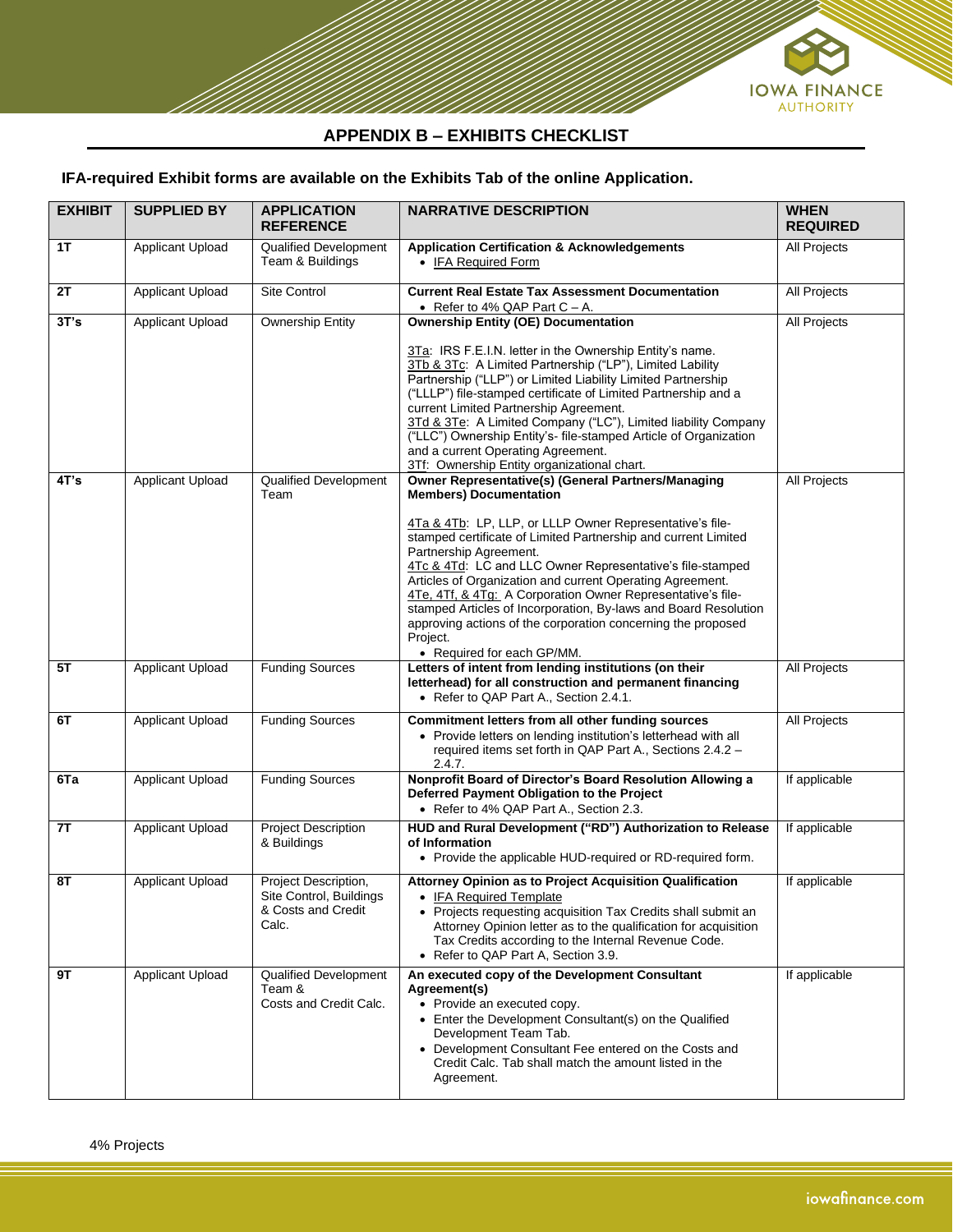## APPENDIX B – EXHIBITS CHECKLIST

**IFA-required Exhibit forms are available on the Exhibits Tab of the online Application.**

| EXHIBIT | SUPPLIED BY | APPLICATION REFERENCE | NARRATIVE DESCRIPTION | WHEN REQUIRED |
|---|---|---|---|---|
| 1T | Applicant Upload | Qualified Development Team & Buildings | **Application Certification & Acknowledgements**<br>• IFA Required Form | All Projects |
| 2T | Applicant Upload | Site Control | **Current Real Estate Tax Assessment Documentation**<br>• Refer to 4% QAP Part C – A. | All Projects |
| 3T's | Applicant Upload | Ownership Entity | **Ownership Entity (OE) Documentation**<br><br>3Ta: IRS F.E.I.N. letter in the Ownership Entity's name.<br>3Tb & 3Tc: A Limited Partnership ("LP"), Limited Liability Partnership ("LLP") or Limited Liability Limited Partnership ("LLLP") file-stamped certificate of Limited Partnership and a current Limited Partnership Agreement.<br>3Td & 3Te: A Limited Company ("LC"), Limited liability Company ("LLC") Ownership Entity's- file-stamped Article of Organization and a current Operating Agreement.<br>3Tf: Ownership Entity organizational chart. | All Projects |
| 4T's | Applicant Upload | Qualified Development Team | **Owner Representative(s) (General Partners/Managing Members) Documentation**<br><br>4Ta & 4Tb: LP, LLP, or LLLP Owner Representative's file-stamped certificate of Limited Partnership and current Limited Partnership Agreement.<br>4Tc & 4Td: LC and LLC Owner Representative's file-stamped Articles of Organization and current Operating Agreement.<br>4Te, 4Tf, & 4Tg: A Corporation Owner Representative's file-stamped Articles of Incorporation, By-laws and Board Resolution approving actions of the corporation concerning the proposed Project.<br>• Required for each GP/MM. | All Projects |
| 5T | Applicant Upload | Funding Sources | **Letters of intent from lending institutions (on their letterhead) for all construction and permanent financing**<br>• Refer to QAP Part A., Section 2.4.1. | All Projects |
| 6T | Applicant Upload | Funding Sources | **Commitment letters from all other funding sources**<br>• Provide letters on lending institution's letterhead with all required items set forth in QAP Part A., Sections 2.4.2 – 2.4.7. | All Projects |
| 6Ta | Applicant Upload | Funding Sources | **Nonprofit Board of Director's Board Resolution Allowing a Deferred Payment Obligation to the Project**<br>• Refer to 4% QAP Part A., Section 2.3. | If applicable |
| 7T | Applicant Upload | Project Description & Buildings | **HUD and Rural Development ("RD") Authorization to Release of Information**<br>• Provide the applicable HUD-required or RD-required form. | If applicable |
| 8T | Applicant Upload | Project Description, Site Control, Buildings & Costs and Credit Calc. | **Attorney Opinion as to Project Acquisition Qualification**<br>• IFA Required Template<br>• Projects requesting acquisition Tax Credits shall submit an Attorney Opinion letter as to the qualification for acquisition Tax Credits according to the Internal Revenue Code.<br>• Refer to QAP Part A, Section 3.9. | If applicable |
| 9T | Applicant Upload | Qualified Development Team & Costs and Credit Calc. | **An executed copy of the Development Consultant Agreement(s)**<br>• Provide an executed copy.<br>• Enter the Development Consultant(s) on the Qualified Development Team Tab.<br>• Development Consultant Fee entered on the Costs and Credit Calc. Tab shall match the amount listed in the Agreement. | If applicable |

4% Projects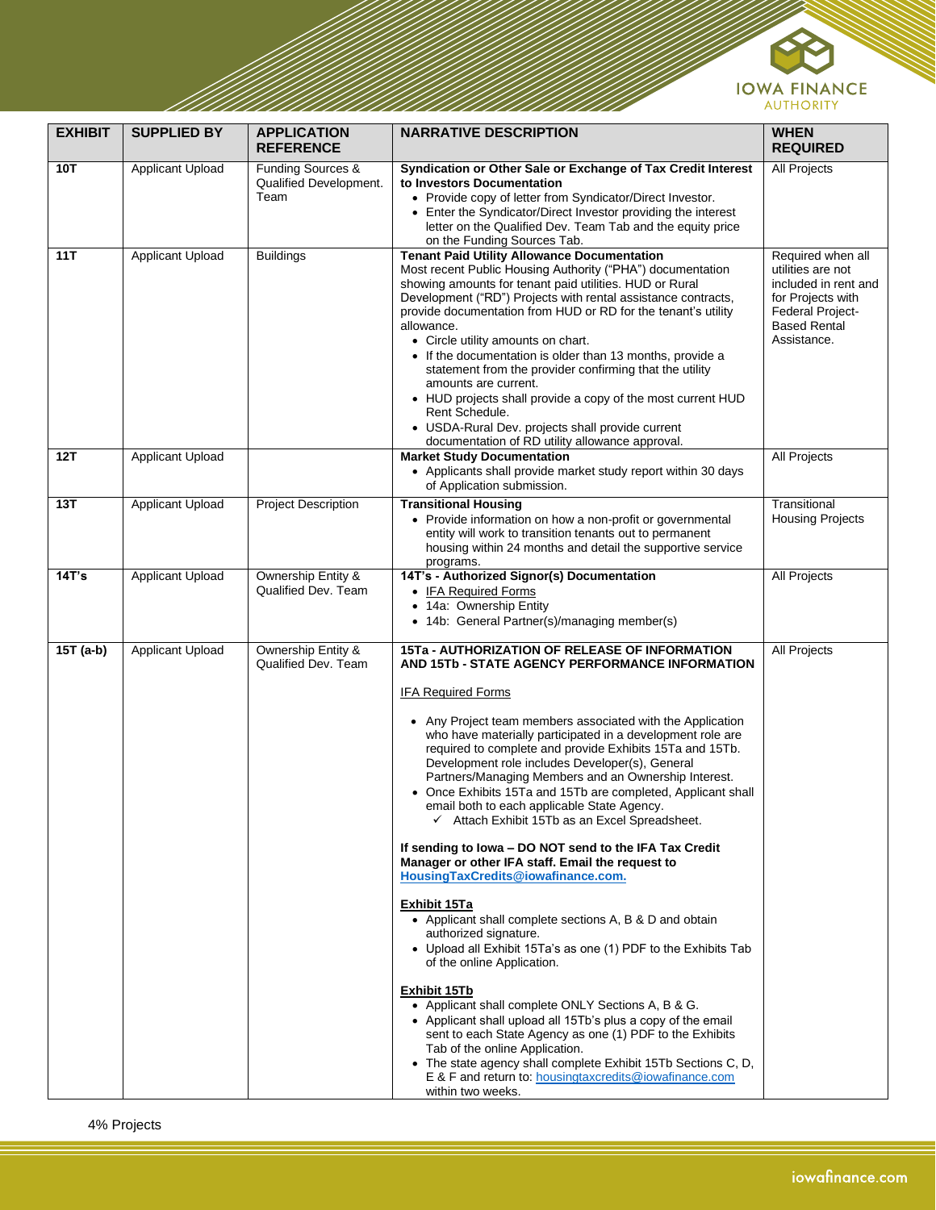| EXHIBIT | SUPPLIED BY | APPLICATION REFERENCE | NARRATIVE DESCRIPTION | WHEN REQUIRED |
|---|---|---|---|---|
| **10T** | Applicant Upload | Funding Sources & Qualified Development. Team | **Syndication or Other Sale or Exchange of Tax Credit Interest to Investors Documentation**<br>• Provide copy of letter from Syndicator/Direct Investor.<br>• Enter the Syndicator/Direct Investor providing the interest letter on the Qualified Dev. Team Tab and the equity price on the Funding Sources Tab. | All Projects |
| **11T** | Applicant Upload | Buildings | **Tenant Paid Utility Allowance Documentation**<br>Most recent Public Housing Authority ("PHA") documentation showing amounts for tenant paid utilities. HUD or Rural Development ("RD") Projects with rental assistance contracts, provide documentation from HUD or RD for the tenant's utility allowance.<br>• Circle utility amounts on chart.<br>• If the documentation is older than 13 months, provide a statement from the provider confirming that the utility amounts are current.<br>• HUD projects shall provide a copy of the most current HUD Rent Schedule.<br>• USDA-Rural Dev. projects shall provide current documentation of RD utility allowance approval. | Required when all utilities are not included in rent and for Projects with Federal Project-Based Rental Assistance. |
| **12T** | Applicant Upload | | **Market Study Documentation**<br>• Applicants shall provide market study report within 30 days of Application submission. | All Projects |
| **13T** | Applicant Upload | Project Description | **Transitional Housing**<br>• Provide information on how a non-profit or governmental entity will work to transition tenants out to permanent housing within 24 months and detail the supportive service programs. | Transitional Housing Projects |
| **14T's** | Applicant Upload | Ownership Entity & Qualified Dev. Team | **14T's - Authorized Signor(s) Documentation**<br>• IFA Required Forms<br>• 14a: Ownership Entity<br>• 14b: General Partner(s)/managing member(s) | All Projects |
| **15T (a-b)** | Applicant Upload | Ownership Entity & Qualified Dev. Team | **15Ta - AUTHORIZATION OF RELEASE OF INFORMATION AND 15Tb - STATE AGENCY PERFORMANCE INFORMATION**<br><br>IFA Required Forms<br><br>• Any Project team members associated with the Application who have materially participated in a development role are required to complete and provide Exhibits 15Ta and 15Tb. Development role includes Developer(s), General Partners/Managing Members and an Ownership Interest.<br>• Once Exhibits 15Ta and 15Tb are completed, Applicant shall email both to each applicable State Agency.<br>&nbsp;&nbsp;&nbsp;&nbsp;✓ Attach Exhibit 15Tb as an Excel Spreadsheet.<br><br>**If sending to Iowa – DO NOT send to the IFA Tax Credit Manager or other IFA staff. Email the request to HousingTaxCredits@iowafinance.com.**<br><br>**Exhibit 15Ta**<br>• Applicant shall complete sections A, B & D and obtain authorized signature.<br>• Upload all Exhibit 15Ta's as one (1) PDF to the Exhibits Tab of the online Application.<br><br>**Exhibit 15Tb**<br>• Applicant shall complete ONLY Sections A, B & G.<br>• Applicant shall upload all 15Tb's plus a copy of the email sent to each State Agency as one (1) PDF to the Exhibits Tab of the online Application.<br>• The state agency shall complete Exhibit 15Tb Sections C, D, E & F and return to: housingtaxcredits@iowafinance.com within two weeks. | All Projects |

4% Projects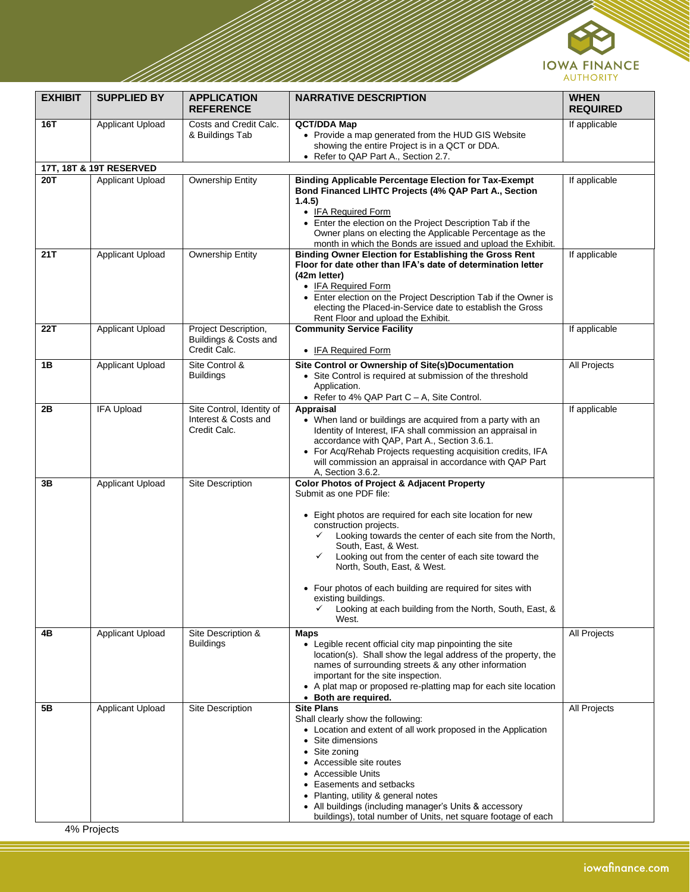| EXHIBIT | SUPPLIED BY | APPLICATION REFERENCE | NARRATIVE DESCRIPTION | WHEN REQUIRED |
|---|---|---|---|---|
| **16T** | Applicant Upload | Costs and Credit Calc. & Buildings Tab | **QCT/DDA Map**<br>• Provide a map generated from the HUD GIS Website showing the entire Project is in a QCT or DDA.<br>• Refer to QAP Part A., Section 2.7. | If applicable |
| **17T, 18T & 19T RESERVED** | | | | |
| **20T** | Applicant Upload | Ownership Entity | **Binding Applicable Percentage Election for Tax-Exempt Bond Financed LIHTC Projects (4% QAP Part A., Section 1.4.5)**<br>• IFA Required Form<br>• Enter the election on the Project Description Tab if the Owner plans on electing the Applicable Percentage as the month in which the Bonds are issued and upload the Exhibit. | If applicable |
| **21T** | Applicant Upload | Ownership Entity | **Binding Owner Election for Establishing the Gross Rent Floor for date other than IFA's date of determination letter (42m letter)**<br>• IFA Required Form<br>• Enter election on the Project Description Tab if the Owner is electing the Placed-in-Service date to establish the Gross Rent Floor and upload the Exhibit. | If applicable |
| **22T** | Applicant Upload | Project Description, Buildings & Costs and Credit Calc. | **Community Service Facility**<br>• IFA Required Form | If applicable |
| **1B** | Applicant Upload | Site Control & Buildings | **Site Control or Ownership of Site(s)Documentation**<br>• Site Control is required at submission of the threshold Application.<br>• Refer to 4% QAP Part C – A, Site Control. | All Projects |
| **2B** | IFA Upload | Site Control, Identity of Interest & Costs and Credit Calc. | **Appraisal**<br>• When land or buildings are acquired from a party with an Identity of Interest, IFA shall commission an appraisal in accordance with QAP, Part A., Section 3.6.1.<br>• For Acq/Rehab Projects requesting acquisition credits, IFA will commission an appraisal in accordance with QAP Part A, Section 3.6.2. | If applicable |
| **3B** | Applicant Upload | Site Description | **Color Photos of Project & Adjacent Property**<br>Submit as one PDF file:<br>• Eight photos are required for each site location for new construction projects.<br>  ✓ Looking towards the center of each site from the North, South, East, & West.<br>  ✓ Looking out from the center of each site toward the North, South, East, & West.<br>• Four photos of each building are required for sites with existing buildings.<br>  ✓ Looking at each building from the North, South, East, & West. | |
| **4B** | Applicant Upload | Site Description & Buildings | **Maps**<br>• Legible recent official city map pinpointing the site location(s). Shall show the legal address of the property, the names of surrounding streets & any other information important for the site inspection.<br>• A plat map or proposed re-platting map for each site location<br>• **Both are required.** | All Projects |
| **5B** | Applicant Upload | Site Description | **Site Plans**<br>Shall clearly show the following:<br>• Location and extent of all work proposed in the Application<br>• Site dimensions<br>• Site zoning<br>• Accessible site routes<br>• Accessible Units<br>• Easements and setbacks<br>• Planting, utility & general notes<br>• All buildings (including manager's Units & accessory buildings), total number of Units, net square footage of each | All Projects |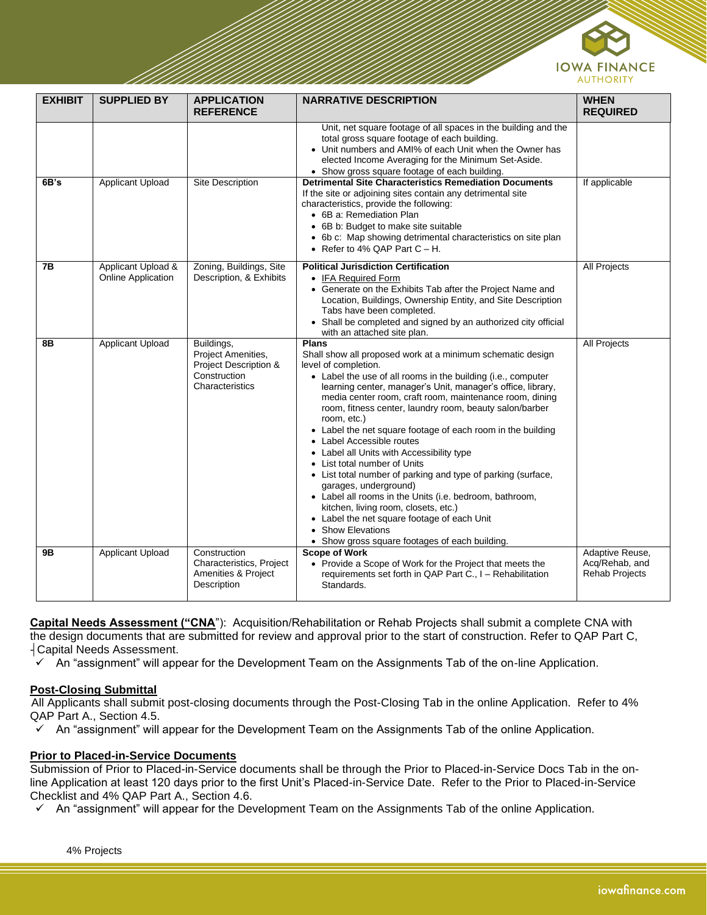| EXHIBIT | SUPPLIED BY | APPLICATION REFERENCE | NARRATIVE DESCRIPTION | WHEN REQUIRED |
|---|---|---|---|---|
| | | | Unit, net square footage of all spaces in the building and the total gross square footage of each building.<br>• Unit numbers and AMI% of each Unit when the Owner has elected Income Averaging for the Minimum Set-Aside.<br>• Show gross square footage of each building. | |
| **6B's** | Applicant Upload | Site Description | **Detrimental Site Characteristics Remediation Documents**<br>If the site or adjoining sites contain any detrimental site characteristics, provide the following:<br>• 6B a: Remediation Plan<br>• 6B b: Budget to make site suitable<br>• 6b c: Map showing detrimental characteristics on site plan<br>• Refer to 4% QAP Part C – H. | If applicable |
| **7B** | Applicant Upload & Online Application | Zoning, Buildings, Site Description, & Exhibits | **Political Jurisdiction Certification**<br>• IFA Required Form<br>• Generate on the Exhibits Tab after the Project Name and Location, Buildings, Ownership Entity, and Site Description Tabs have been completed.<br>• Shall be completed and signed by an authorized city official with an attached site plan. | All Projects |
| **8B** | Applicant Upload | Buildings, Project Amenities, Project Description & Construction Characteristics | **Plans**<br>Shall show all proposed work at a minimum schematic design level of completion.<br>• Label the use of all rooms in the building (i.e., computer learning center, manager's Unit, manager's office, library, media center room, craft room, maintenance room, dining room, fitness center, laundry room, beauty salon/barber room, etc.)<br>• Label the net square footage of each room in the building<br>• Label Accessible routes<br>• Label all Units with Accessibility type<br>• List total number of Units<br>• List total number of parking and type of parking (surface, garages, underground)<br>• Label all rooms in the Units (i.e. bedroom, bathroom, kitchen, living room, closets, etc.)<br>• Label the net square footage of each Unit<br>• Show Elevations<br>• Show gross square footages of each building. | All Projects |
| **9B** | Applicant Upload | Construction Characteristics, Project Amenities & Project Description | **Scope of Work**<br>• Provide a Scope of Work for the Project that meets the requirements set forth in QAP Part C., I – Rehabilitation Standards. | Adaptive Reuse, Acq/Rehab, and Rehab Projects |

**Capital Needs Assessment ("CNA")**: Acquisition/Rehabilitation or Rehab Projects shall submit a complete CNA with the design documents that are submitted for review and approval prior to the start of construction. Refer to QAP Part C, J Capital Needs Assessment.

- ✓ An "assignment" will appear for the Development Team on the Assignments Tab of the on-line Application.

**Post-Closing Submittal**

All Applicants shall submit post-closing documents through the Post-Closing Tab in the online Application. Refer to 4% QAP Part A., Section 4.5.

- ✓ An "assignment" will appear for the Development Team on the Assignments Tab of the online Application.

**Prior to Placed-in-Service Documents**

Submission of Prior to Placed-in-Service documents shall be through the Prior to Placed-in-Service Docs Tab in the on-line Application at least 120 days prior to the first Unit's Placed-in-Service Date. Refer to the Prior to Placed-in-Service Checklist and 4% QAP Part A., Section 4.6.

- ✓ An "assignment" will appear for the Development Team on the Assignments Tab of the online Application.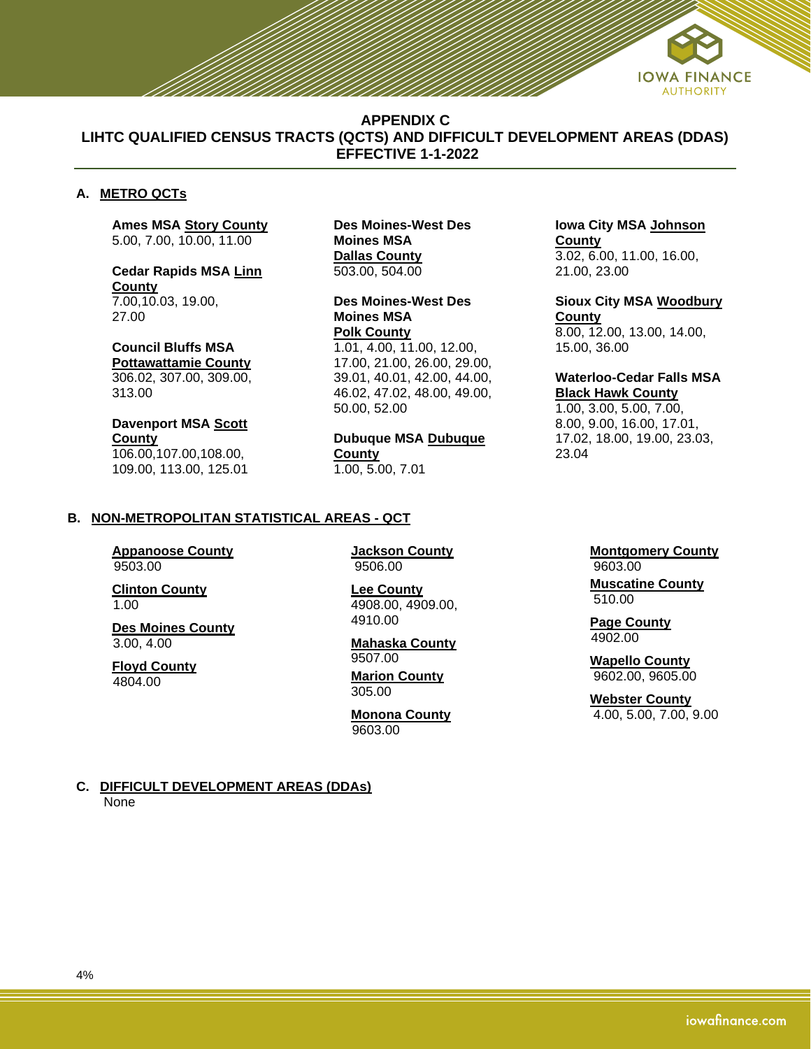## APPENDIX C
## LIHTC QUALIFIED CENSUS TRACTS (QCTS) AND DIFFICULT DEVELOPMENT AREAS (DDAS)
## EFFECTIVE 1-1-2022

### A. METRO QCTs

**Ames MSA Story County**
5.00, 7.00, 10.00, 11.00

**Cedar Rapids MSA Linn County**
7.00,10.03, 19.00, 27.00

**Council Bluffs MSA Pottawattamie County**
306.02, 307.00, 309.00, 313.00

**Davenport MSA Scott County**
106.00,107.00,108.00, 109.00, 113.00, 125.01

**Des Moines-West Des Moines MSA Dallas County**
503.00, 504.00

**Des Moines-West Des Moines MSA Polk County**
1.01, 4.00, 11.00, 12.00, 17.00, 21.00, 26.00, 29.00, 39.01, 40.01, 42.00, 44.00, 46.02, 47.02, 48.00, 49.00, 50.00, 52.00

**Dubuque MSA Dubuque County**
1.00, 5.00, 7.01

**Iowa City MSA Johnson County**
3.02, 6.00, 11.00, 16.00, 21.00, 23.00

**Sioux City MSA Woodbury County**
8.00, 12.00, 13.00, 14.00, 15.00, 36.00

**Waterloo-Cedar Falls MSA Black Hawk County**
1.00, 3.00, 5.00, 7.00, 8.00, 9.00, 16.00, 17.01, 17.02, 18.00, 19.00, 23.03, 23.04

### B. NON-METROPOLITAN STATISTICAL AREAS - QCT

**Appanoose County**
9503.00

**Clinton County**
1.00

**Des Moines County**
3.00, 4.00

**Floyd County**
4804.00

**Jackson County**
9506.00

**Lee County**
4908.00, 4909.00, 4910.00

**Mahaska County**
9507.00

**Marion County**
305.00

**Monona County**
9603.00

**Montgomery County**
9603.00

**Muscatine County**
510.00

**Page County**
4902.00

**Wapello County**
9602.00, 9605.00

**Webster County**
4.00, 5.00, 7.00, 9.00

### C. DIFFICULT DEVELOPMENT AREAS (DDAs)

None

4%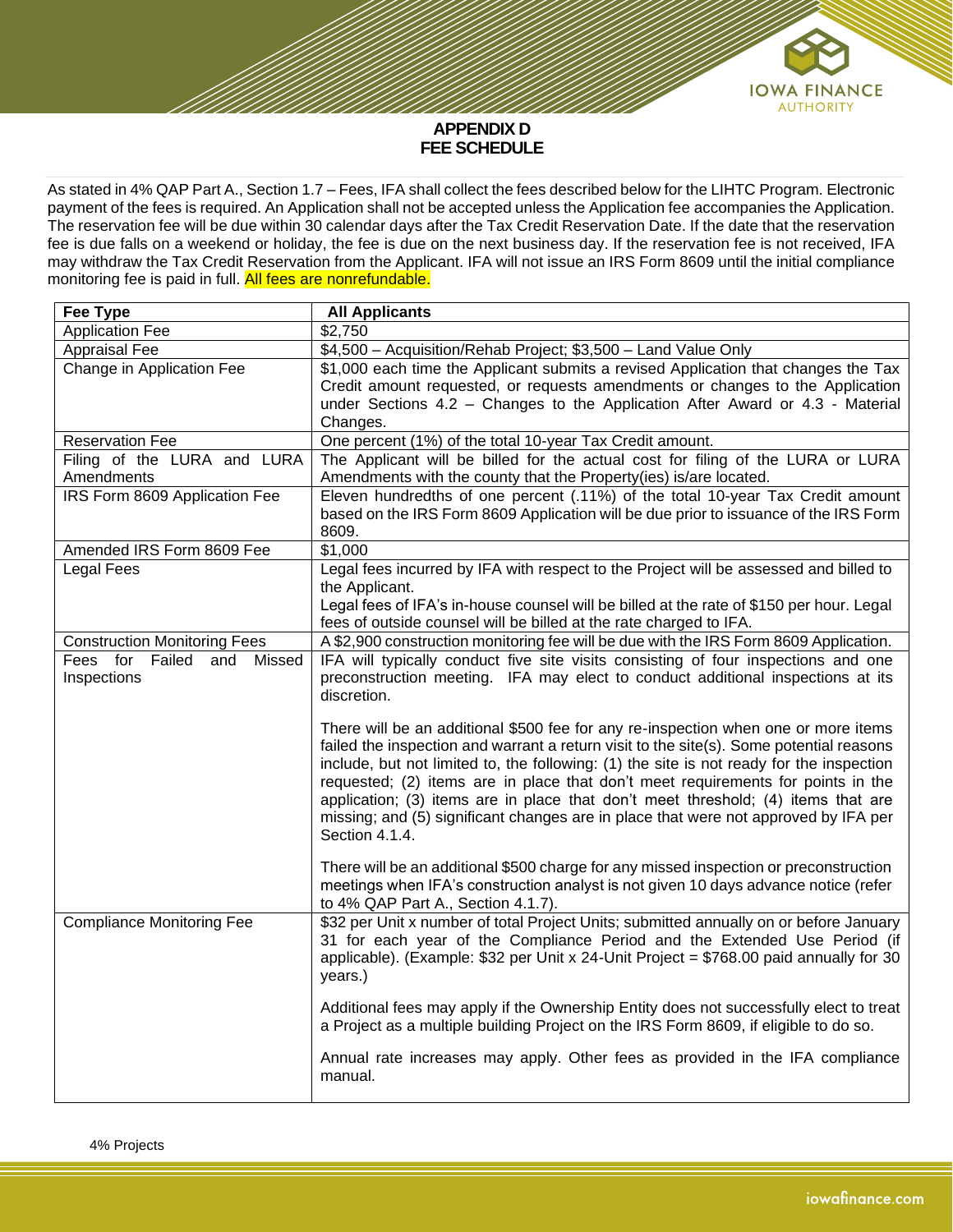# APPENDIX D
# FEE SCHEDULE

As stated in 4% QAP Part A., Section 1.7 – Fees, IFA shall collect the fees described below for the LIHTC Program. Electronic payment of the fees is required. An Application shall not be accepted unless the Application fee accompanies the Application. The reservation fee will be due within 30 calendar days after the Tax Credit Reservation Date. If the date that the reservation fee is due falls on a weekend or holiday, the fee is due on the next business day. If the reservation fee is not received, IFA may withdraw the Tax Credit Reservation from the Applicant. IFA will not issue an IRS Form 8609 until the initial compliance monitoring fee is paid in full. All fees are nonrefundable.

| Fee Type | All Applicants |
|---|---|
| Application Fee | $2,750 |
| Appraisal Fee | $4,500 – Acquisition/Rehab Project; $3,500 – Land Value Only |
| Change in Application Fee | $1,000 each time the Applicant submits a revised Application that changes the Tax Credit amount requested, or requests amendments or changes to the Application under Sections 4.2 – Changes to the Application After Award or 4.3 - Material Changes. |
| Reservation Fee | One percent (1%) of the total 10-year Tax Credit amount. |
| Filing of the LURA and LURA Amendments | The Applicant will be billed for the actual cost for filing of the LURA or LURA Amendments with the county that the Property(ies) is/are located. |
| IRS Form 8609 Application Fee | Eleven hundredths of one percent (.11%) of the total 10-year Tax Credit amount based on the IRS Form 8609 Application will be due prior to issuance of the IRS Form 8609. |
| Amended IRS Form 8609 Fee | $1,000 |
| Legal Fees | Legal fees incurred by IFA with respect to the Project will be assessed and billed to the Applicant.<br>Legal fees of IFA's in-house counsel will be billed at the rate of $150 per hour. Legal fees of outside counsel will be billed at the rate charged to IFA. |
| Construction Monitoring Fees | A $2,900 construction monitoring fee will be due with the IRS Form 8609 Application. |
| Fees for Failed and Missed Inspections | IFA will typically conduct five site visits consisting of four inspections and one preconstruction meeting. IFA may elect to conduct additional inspections at its discretion.<br><br>There will be an additional $500 fee for any re-inspection when one or more items failed the inspection and warrant a return visit to the site(s). Some potential reasons include, but not limited to, the following: (1) the site is not ready for the inspection requested; (2) items are in place that don't meet requirements for points in the application; (3) items are in place that don't meet threshold; (4) items that are missing; and (5) significant changes are in place that were not approved by IFA per Section 4.1.4.<br><br>There will be an additional $500 charge for any missed inspection or preconstruction meetings when IFA's construction analyst is not given 10 days advance notice (refer to 4% QAP Part A., Section 4.1.7). |
| Compliance Monitoring Fee | $32 per Unit x number of total Project Units; submitted annually on or before January 31 for each year of the Compliance Period and the Extended Use Period (if applicable). (Example: $32 per Unit x 24-Unit Project = $768.00 paid annually for 30 years.)<br><br>Additional fees may apply if the Ownership Entity does not successfully elect to treat a Project as a multiple building Project on the IRS Form 8609, if eligible to do so.<br><br>Annual rate increases may apply. Other fees as provided in the IFA compliance manual. |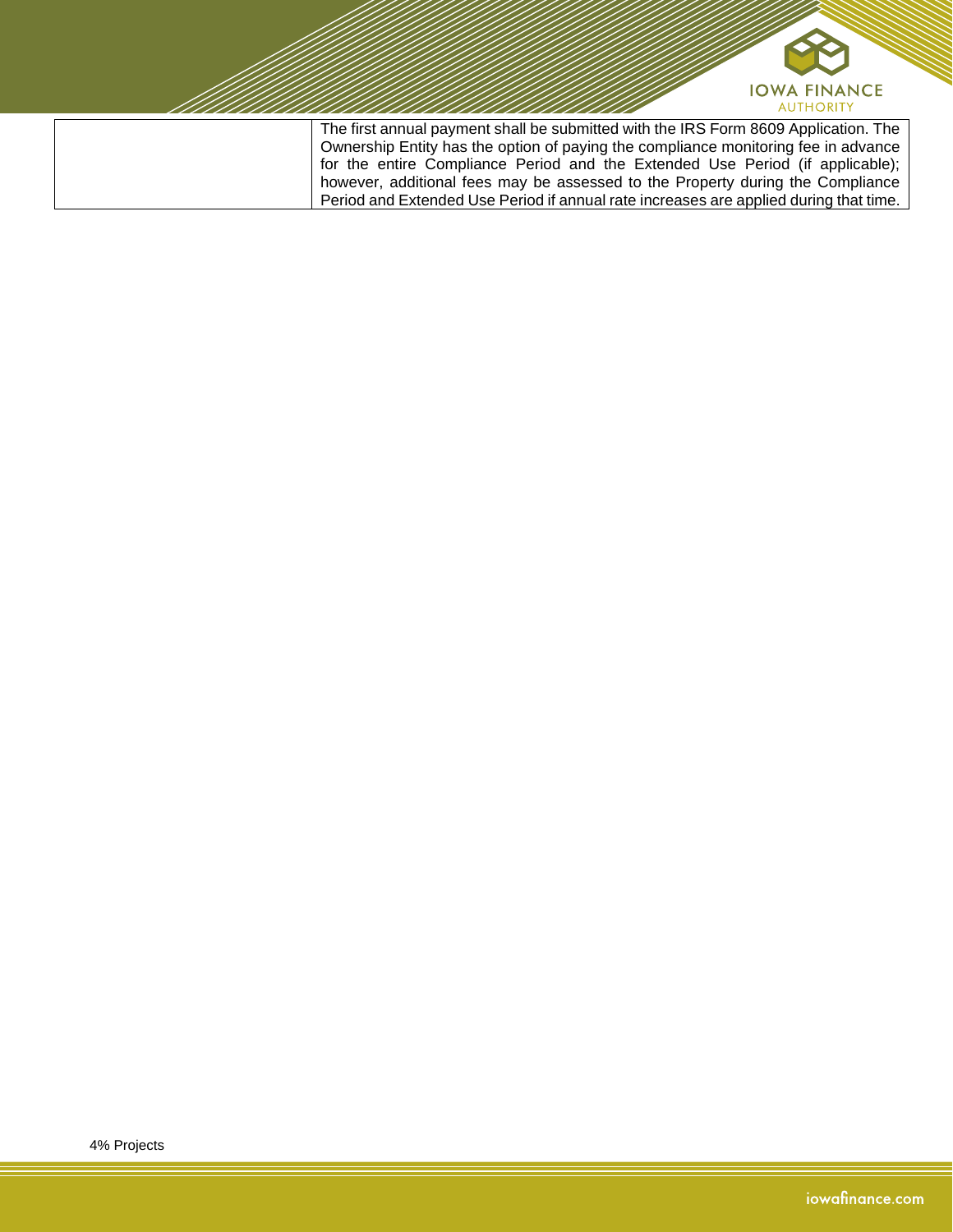| | |
|---|---|
| | The first annual payment shall be submitted with the IRS Form 8609 Application. The Ownership Entity has the option of paying the compliance monitoring fee in advance for the entire Compliance Period and the Extended Use Period (if applicable); however, additional fees may be assessed to the Property during the Compliance Period and Extended Use Period if annual rate increases are applied during that time. |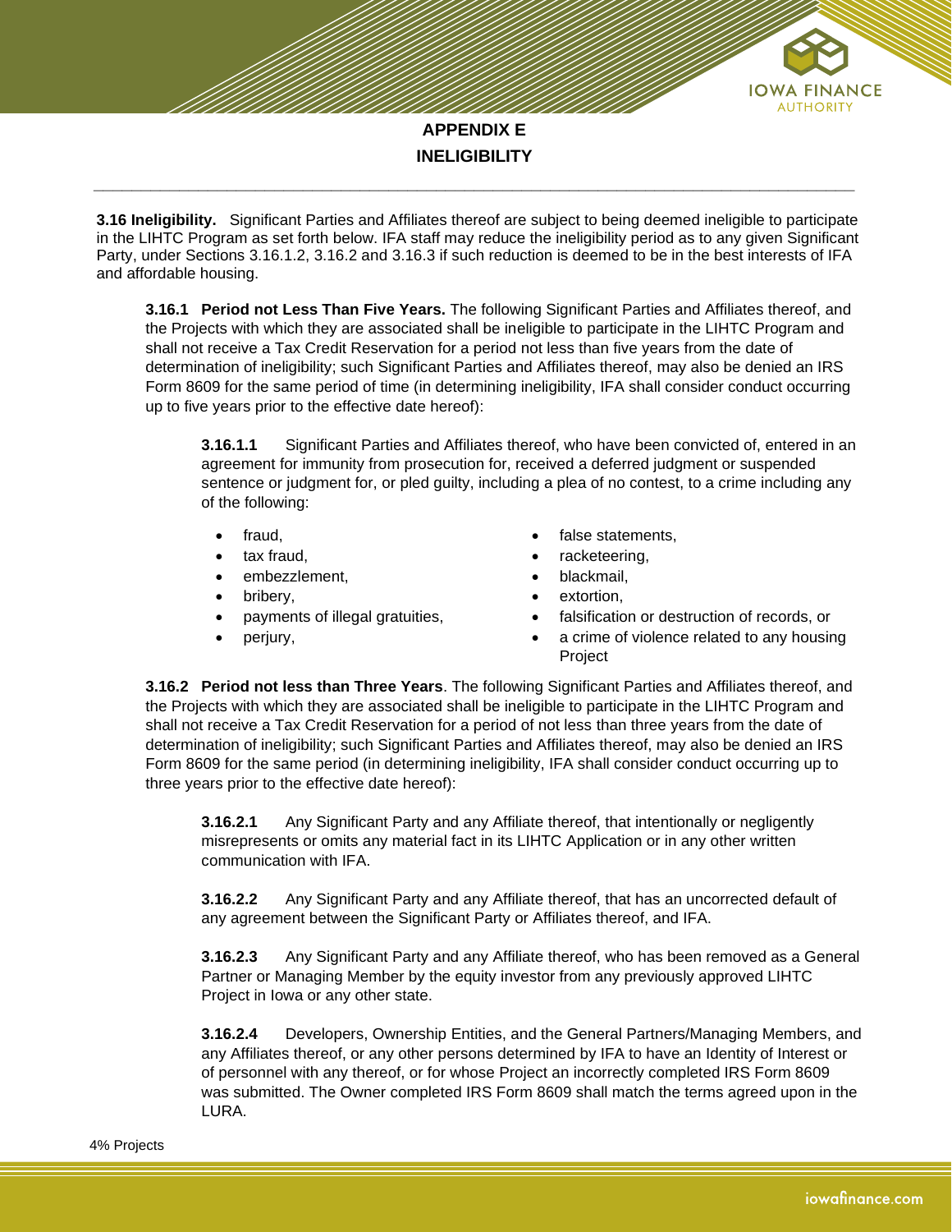# APPENDIX E
# INELIGIBILITY

---

**3.16 Ineligibility.** Significant Parties and Affiliates thereof are subject to being deemed ineligible to participate in the LIHTC Program as set forth below. IFA staff may reduce the ineligibility period as to any given Significant Party, under Sections 3.16.1.2, 3.16.2 and 3.16.3 if such reduction is deemed to be in the best interests of IFA and affordable housing.

**3.16.1 Period not Less Than Five Years.** The following Significant Parties and Affiliates thereof, and the Projects with which they are associated shall be ineligible to participate in the LIHTC Program and shall not receive a Tax Credit Reservation for a period not less than five years from the date of determination of ineligibility; such Significant Parties and Affiliates thereof, may also be denied an IRS Form 8609 for the same period of time (in determining ineligibility, IFA shall consider conduct occurring up to five years prior to the effective date hereof):

**3.16.1.1** Significant Parties and Affiliates thereof, who have been convicted of, entered in an agreement for immunity from prosecution for, received a deferred judgment or suspended sentence or judgment for, or pled guilty, including a plea of no contest, to a crime including any of the following:

- fraud,
- tax fraud,
- embezzlement,
- bribery,
- payments of illegal gratuities,
- perjury,
- false statements,
- racketeering,
- blackmail,
- extortion,
- falsification or destruction of records, or
- a crime of violence related to any housing Project

**3.16.2 Period not less than Three Years**. The following Significant Parties and Affiliates thereof, and the Projects with which they are associated shall be ineligible to participate in the LIHTC Program and shall not receive a Tax Credit Reservation for a period of not less than three years from the date of determination of ineligibility; such Significant Parties and Affiliates thereof, may also be denied an IRS Form 8609 for the same period (in determining ineligibility, IFA shall consider conduct occurring up to three years prior to the effective date hereof):

**3.16.2.1** Any Significant Party and any Affiliate thereof, that intentionally or negligently misrepresents or omits any material fact in its LIHTC Application or in any other written communication with IFA.

**3.16.2.2** Any Significant Party and any Affiliate thereof, that has an uncorrected default of any agreement between the Significant Party or Affiliates thereof, and IFA.

**3.16.2.3** Any Significant Party and any Affiliate thereof, who has been removed as a General Partner or Managing Member by the equity investor from any previously approved LIHTC Project in Iowa or any other state.

**3.16.2.4** Developers, Ownership Entities, and the General Partners/Managing Members, and any Affiliates thereof, or any other persons determined by IFA to have an Identity of Interest or of personnel with any thereof, or for whose Project an incorrectly completed IRS Form 8609 was submitted. The Owner completed IRS Form 8609 shall match the terms agreed upon in the LURA.

4% Projects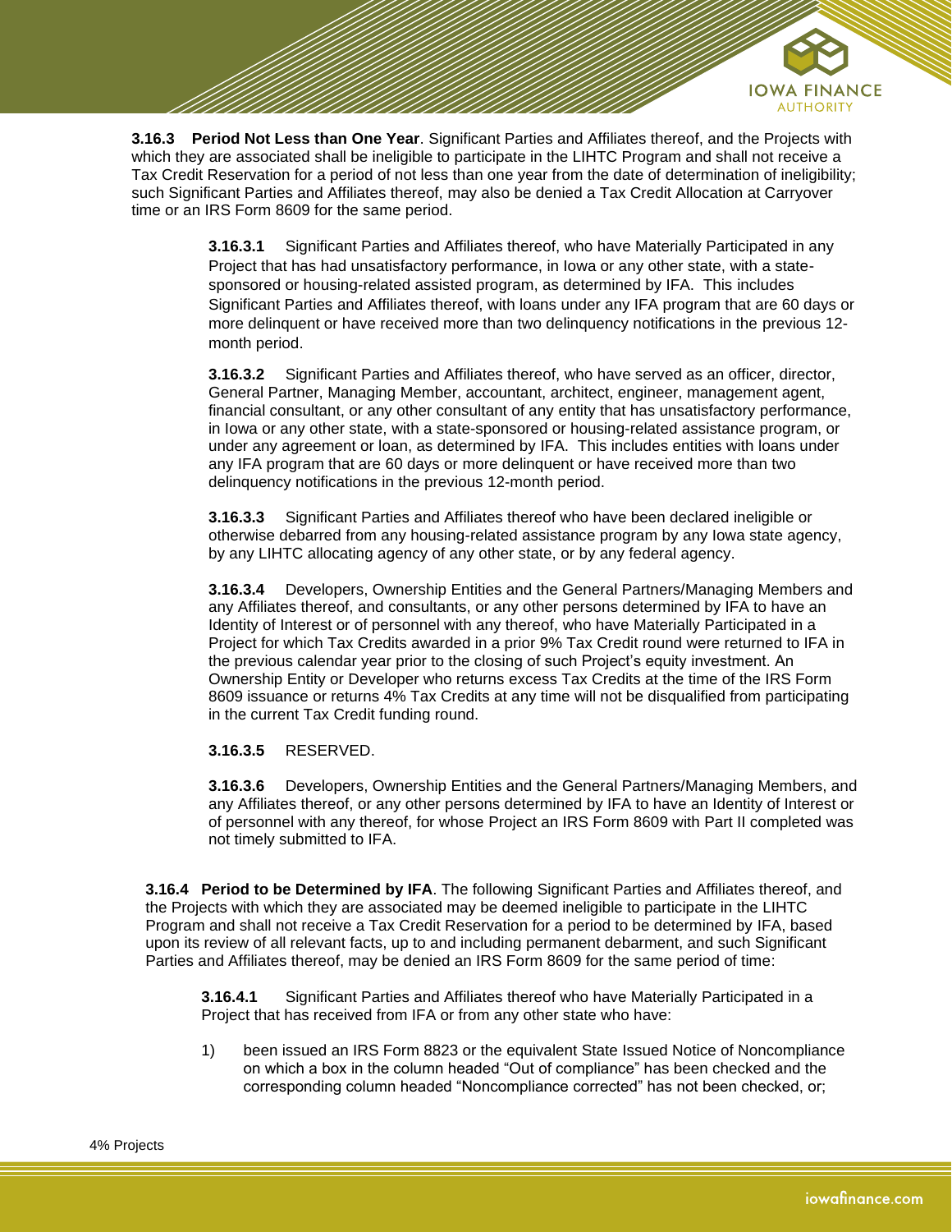**3.16.3 Period Not Less than One Year**. Significant Parties and Affiliates thereof, and the Projects with which they are associated shall be ineligible to participate in the LIHTC Program and shall not receive a Tax Credit Reservation for a period of not less than one year from the date of determination of ineligibility; such Significant Parties and Affiliates thereof, may also be denied a Tax Credit Allocation at Carryover time or an IRS Form 8609 for the same period.

**3.16.3.1** Significant Parties and Affiliates thereof, who have Materially Participated in any Project that has had unsatisfactory performance, in Iowa or any other state, with a state-sponsored or housing-related assisted program, as determined by IFA. This includes Significant Parties and Affiliates thereof, with loans under any IFA program that are 60 days or more delinquent or have received more than two delinquency notifications in the previous 12-month period.

**3.16.3.2** Significant Parties and Affiliates thereof, who have served as an officer, director, General Partner, Managing Member, accountant, architect, engineer, management agent, financial consultant, or any other consultant of any entity that has unsatisfactory performance, in Iowa or any other state, with a state-sponsored or housing-related assistance program, or under any agreement or loan, as determined by IFA. This includes entities with loans under any IFA program that are 60 days or more delinquent or have received more than two delinquency notifications in the previous 12-month period.

**3.16.3.3** Significant Parties and Affiliates thereof who have been declared ineligible or otherwise debarred from any housing-related assistance program by any Iowa state agency, by any LIHTC allocating agency of any other state, or by any federal agency.

**3.16.3.4** Developers, Ownership Entities and the General Partners/Managing Members and any Affiliates thereof, and consultants, or any other persons determined by IFA to have an Identity of Interest or of personnel with any thereof, who have Materially Participated in a Project for which Tax Credits awarded in a prior 9% Tax Credit round were returned to IFA in the previous calendar year prior to the closing of such Project's equity investment. An Ownership Entity or Developer who returns excess Tax Credits at the time of the IRS Form 8609 issuance or returns 4% Tax Credits at any time will not be disqualified from participating in the current Tax Credit funding round.

**3.16.3.5** RESERVED.

**3.16.3.6** Developers, Ownership Entities and the General Partners/Managing Members, and any Affiliates thereof, or any other persons determined by IFA to have an Identity of Interest or of personnel with any thereof, for whose Project an IRS Form 8609 with Part II completed was not timely submitted to IFA.

**3.16.4 Period to be Determined by IFA**. The following Significant Parties and Affiliates thereof, and the Projects with which they are associated may be deemed ineligible to participate in the LIHTC Program and shall not receive a Tax Credit Reservation for a period to be determined by IFA, based upon its review of all relevant facts, up to and including permanent debarment, and such Significant Parties and Affiliates thereof, may be denied an IRS Form 8609 for the same period of time:

**3.16.4.1** Significant Parties and Affiliates thereof who have Materially Participated in a Project that has received from IFA or from any other state who have:

1) been issued an IRS Form 8823 or the equivalent State Issued Notice of Noncompliance on which a box in the column headed "Out of compliance" has been checked and the corresponding column headed "Noncompliance corrected" has not been checked, or;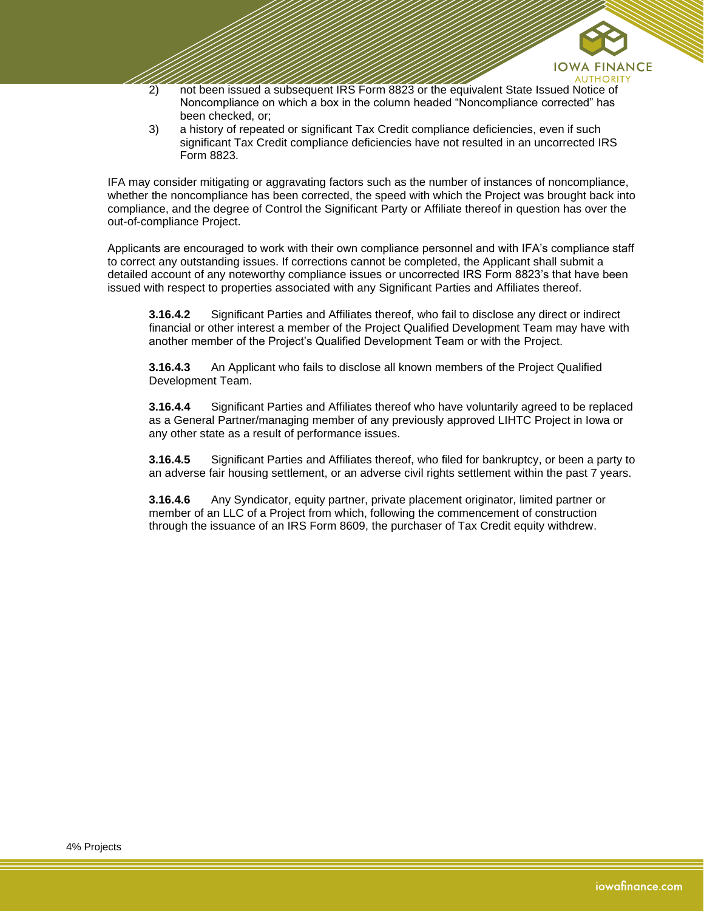2) not been issued a subsequent IRS Form 8823 or the equivalent State Issued Notice of Noncompliance on which a box in the column headed "Noncompliance corrected" has been checked, or;

3) a history of repeated or significant Tax Credit compliance deficiencies, even if such significant Tax Credit compliance deficiencies have not resulted in an uncorrected IRS Form 8823.

IFA may consider mitigating or aggravating factors such as the number of instances of noncompliance, whether the noncompliance has been corrected, the speed with which the Project was brought back into compliance, and the degree of Control the Significant Party or Affiliate thereof in question has over the out-of-compliance Project.

Applicants are encouraged to work with their own compliance personnel and with IFA's compliance staff to correct any outstanding issues. If corrections cannot be completed, the Applicant shall submit a detailed account of any noteworthy compliance issues or uncorrected IRS Form 8823's that have been issued with respect to properties associated with any Significant Parties and Affiliates thereof.

**3.16.4.2** Significant Parties and Affiliates thereof, who fail to disclose any direct or indirect financial or other interest a member of the Project Qualified Development Team may have with another member of the Project's Qualified Development Team or with the Project.

**3.16.4.3** An Applicant who fails to disclose all known members of the Project Qualified Development Team.

**3.16.4.4** Significant Parties and Affiliates thereof who have voluntarily agreed to be replaced as a General Partner/managing member of any previously approved LIHTC Project in Iowa or any other state as a result of performance issues.

**3.16.4.5** Significant Parties and Affiliates thereof, who filed for bankruptcy, or been a party to an adverse fair housing settlement, or an adverse civil rights settlement within the past 7 years.

**3.16.4.6** Any Syndicator, equity partner, private placement originator, limited partner or member of an LLC of a Project from which, following the commencement of construction through the issuance of an IRS Form 8609, the purchaser of Tax Credit equity withdrew.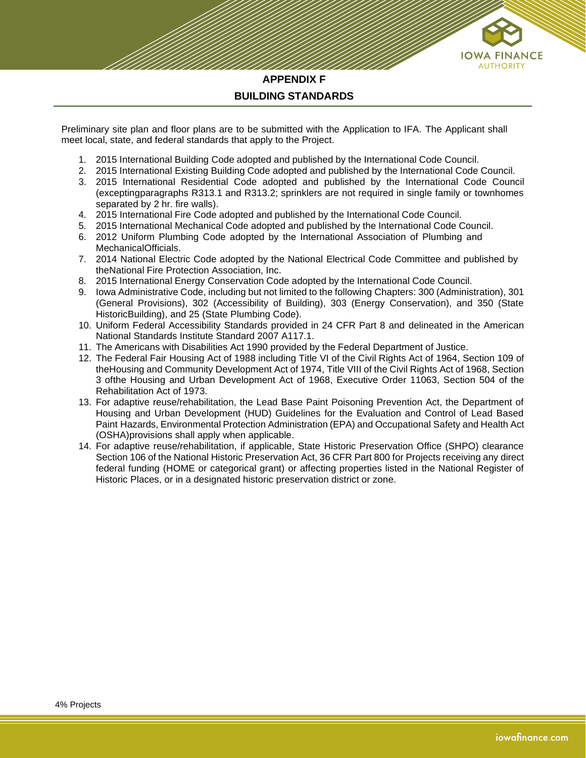## APPENDIX F

## BUILDING STANDARDS

Preliminary site plan and floor plans are to be submitted with the Application to IFA. The Applicant shall meet local, state, and federal standards that apply to the Project.

1. 2015 International Building Code adopted and published by the International Code Council.
2. 2015 International Existing Building Code adopted and published by the International Code Council.
3. 2015 International Residential Code adopted and published by the International Code Council (exceptingparagraphs R313.1 and R313.2; sprinklers are not required in single family or townhomes separated by 2 hr. fire walls).
4. 2015 International Fire Code adopted and published by the International Code Council.
5. 2015 International Mechanical Code adopted and published by the International Code Council.
6. 2012 Uniform Plumbing Code adopted by the International Association of Plumbing and MechanicalOfficials.
7. 2014 National Electric Code adopted by the National Electrical Code Committee and published by theNational Fire Protection Association, Inc.
8. 2015 International Energy Conservation Code adopted by the International Code Council.
9. Iowa Administrative Code, including but not limited to the following Chapters: 300 (Administration), 301 (General Provisions), 302 (Accessibility of Building), 303 (Energy Conservation), and 350 (State HistoricBuilding), and 25 (State Plumbing Code).
10. Uniform Federal Accessibility Standards provided in 24 CFR Part 8 and delineated in the American National Standards Institute Standard 2007 A117.1.
11. The Americans with Disabilities Act 1990 provided by the Federal Department of Justice.
12. The Federal Fair Housing Act of 1988 including Title VI of the Civil Rights Act of 1964, Section 109 of theHousing and Community Development Act of 1974, Title VIII of the Civil Rights Act of 1968, Section 3 ofthe Housing and Urban Development Act of 1968, Executive Order 11063, Section 504 of the Rehabilitation Act of 1973.
13. For adaptive reuse/rehabilitation, the Lead Base Paint Poisoning Prevention Act, the Department of Housing and Urban Development (HUD) Guidelines for the Evaluation and Control of Lead Based Paint Hazards, Environmental Protection Administration (EPA) and Occupational Safety and Health Act (OSHA)provisions shall apply when applicable.
14. For adaptive reuse/rehabilitation, if applicable, State Historic Preservation Office (SHPO) clearance Section 106 of the National Historic Preservation Act, 36 CFR Part 800 for Projects receiving any direct federal funding (HOME or categorical grant) or affecting properties listed in the National Register of Historic Places, or in a designated historic preservation district or zone.